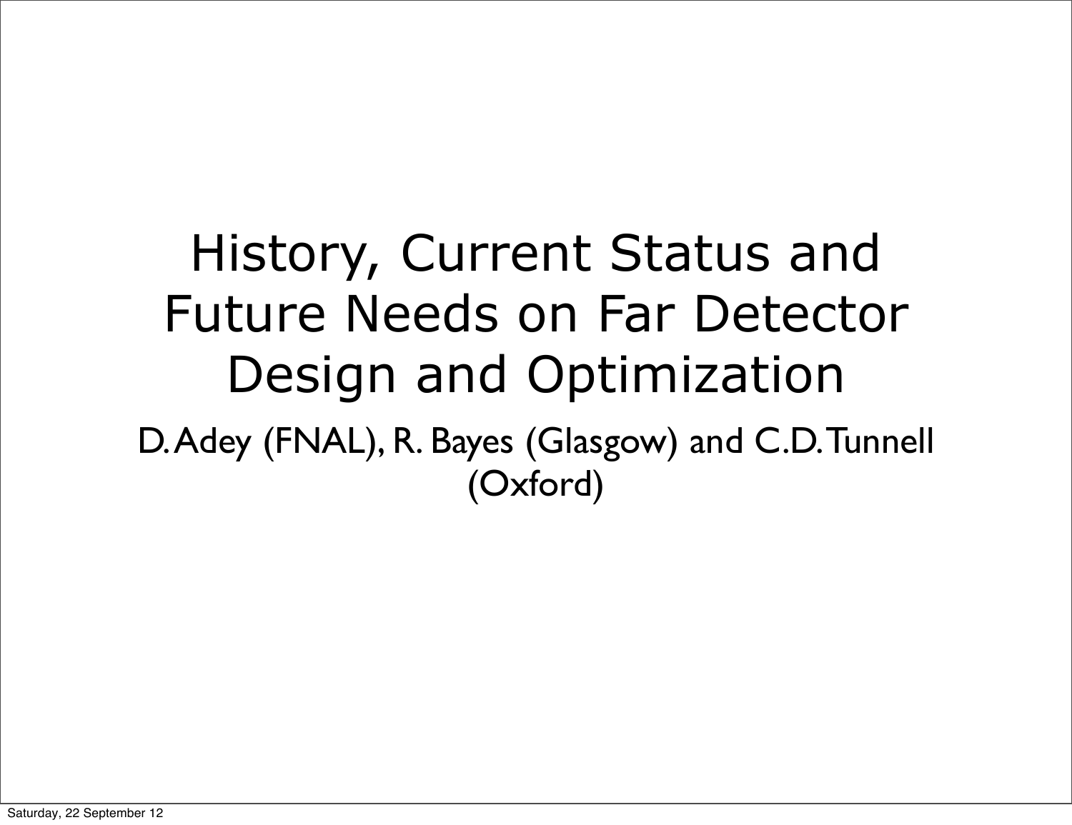# History, Current Status and Future Needs on Far Detector Design and Optimization

D. Adey (FNAL), R. Bayes (Glasgow) and C.D. Tunnell (Oxford)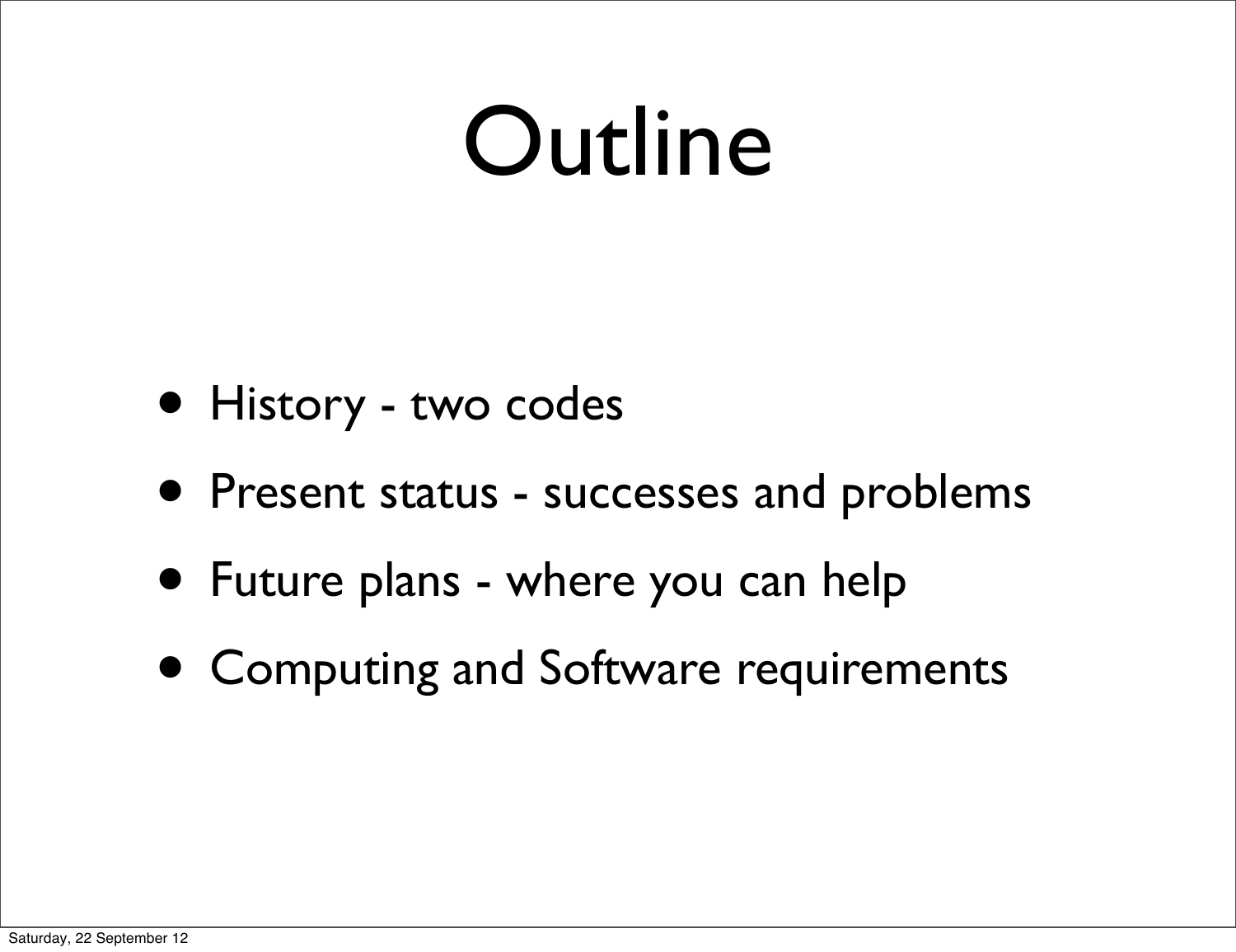# Outline

- History - two codes
- Present status - successes and problems
- Future plans - where you can help
- Computing and Software requirements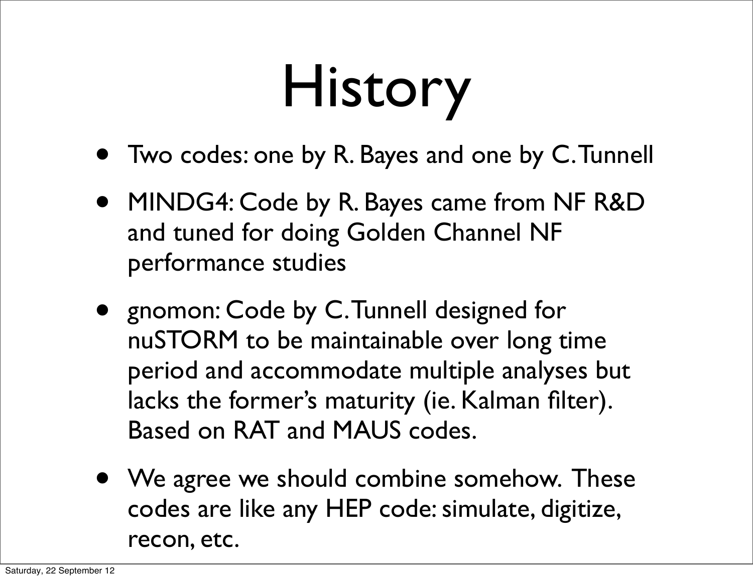# History

- Two codes: one by R. Bayes and one by C. Tunnell
- MINDG4: Code by R. Bayes came from NF R&D and tuned for doing Golden Channel NF performance studies
- gnomon: Code by C. Tunnell designed for nuSTORM to be maintainable over long time period and accommodate multiple analyses but lacks the former's maturity (ie. Kalman filter). Based on RAT and MAUS codes.
- We agree we should combine somehow. These codes are like any HEP code: simulate, digitize, recon, etc.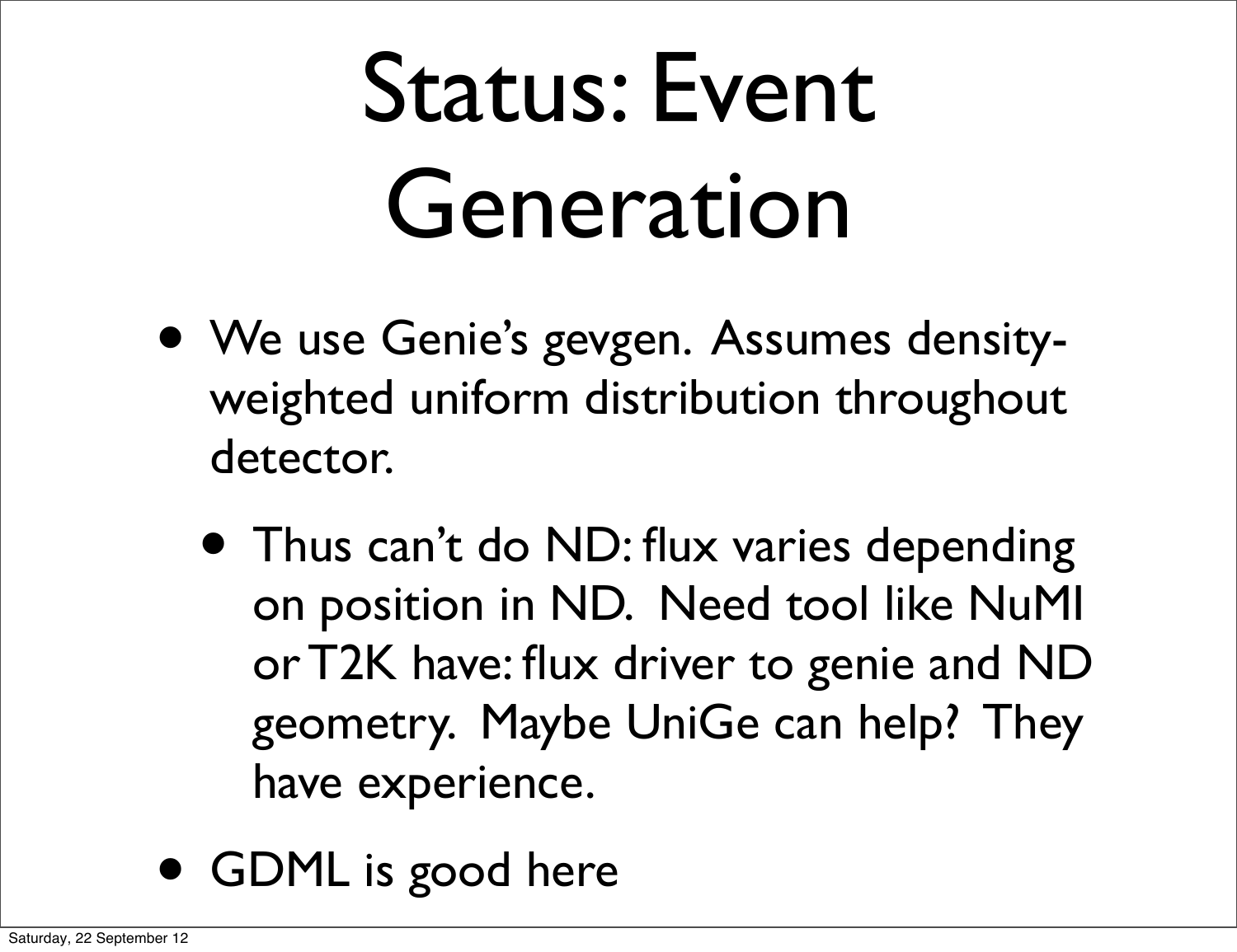# Status: Event Generation

- We use Genie's gevgen. Assumes density-weighted uniform distribution throughout detector.
  - Thus can't do ND: flux varies depending on position in ND. Need tool like NuMI or T2K have: flux driver to genie and ND geometry. Maybe UniGe can help? They have experience.
- GDML is good here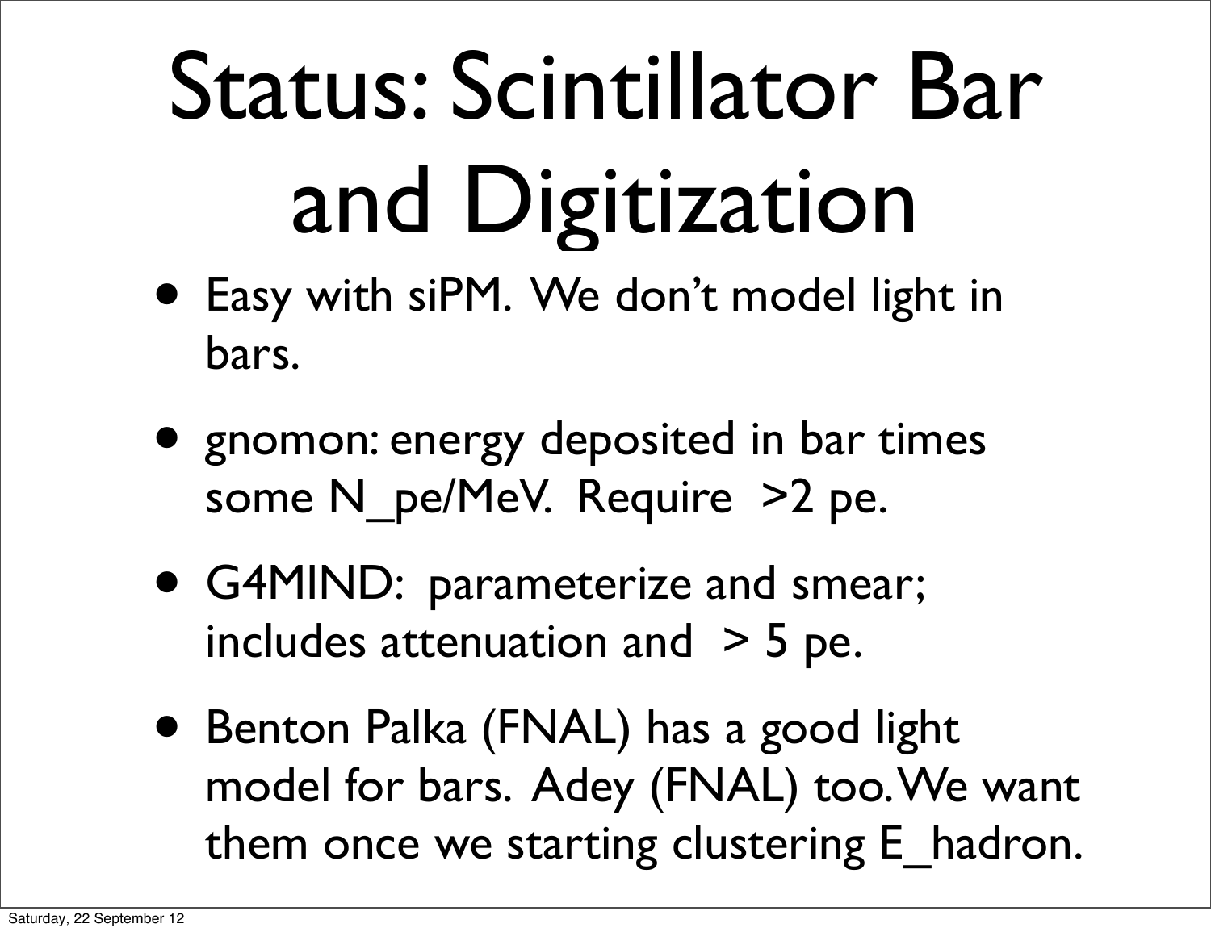# Status: Scintillator Bar and Digitization

- Easy with siPM. We don't model light in bars.
- gnomon: energy deposited in bar times some N_pe/MeV. Require >2 pe.
- G4MIND: parameterize and smear; includes attenuation and > 5 pe.
- Benton Palka (FNAL) has a good light model for bars. Adey (FNAL) too. We want them once we starting clustering E_hadron.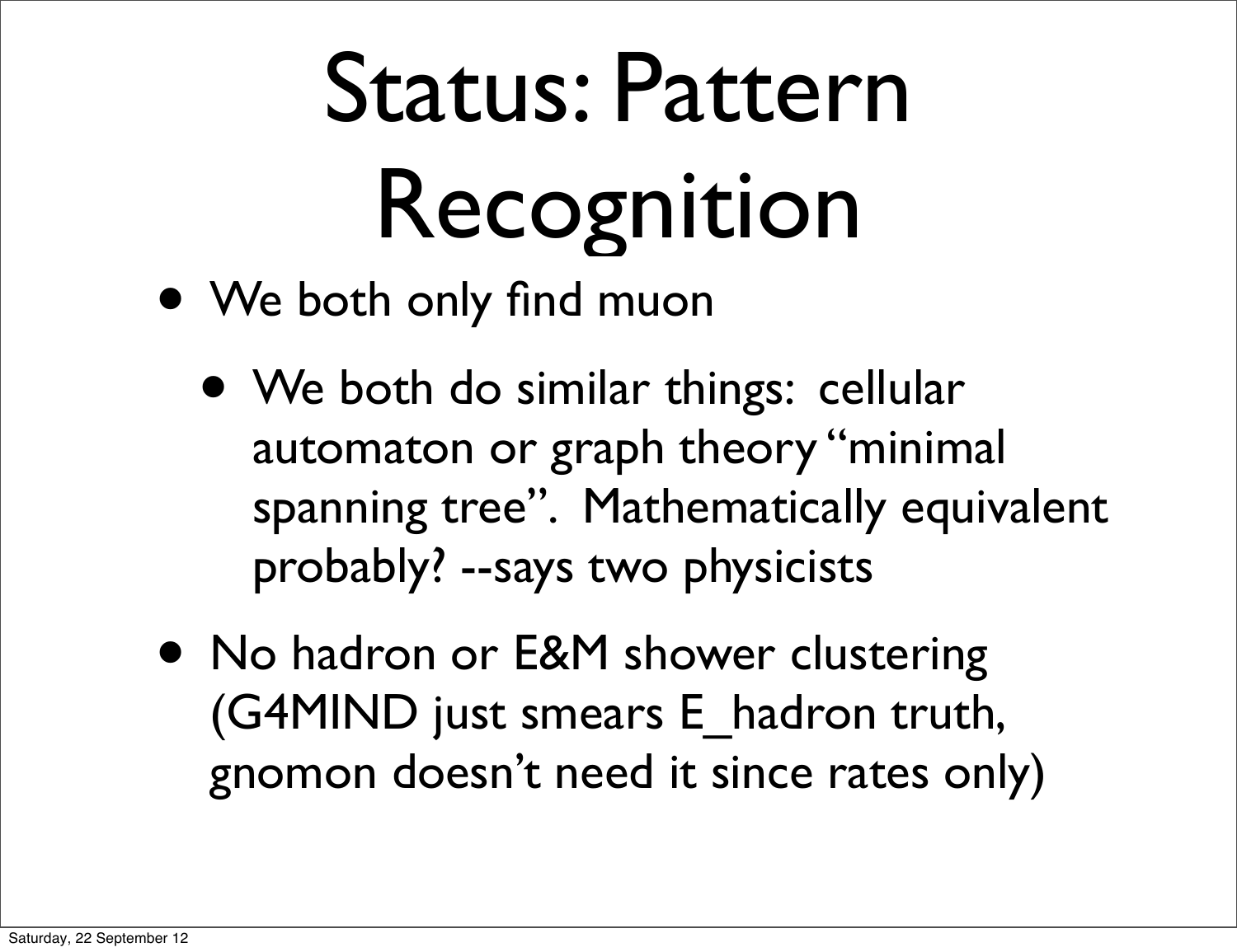# Status: Pattern Recognition

- We both only find muon
  - We both do similar things: cellular automaton or graph theory "minimal spanning tree". Mathematically equivalent probably? --says two physicists
- No hadron or E&M shower clustering (G4MIND just smears E_hadron truth, gnomon doesn't need it since rates only)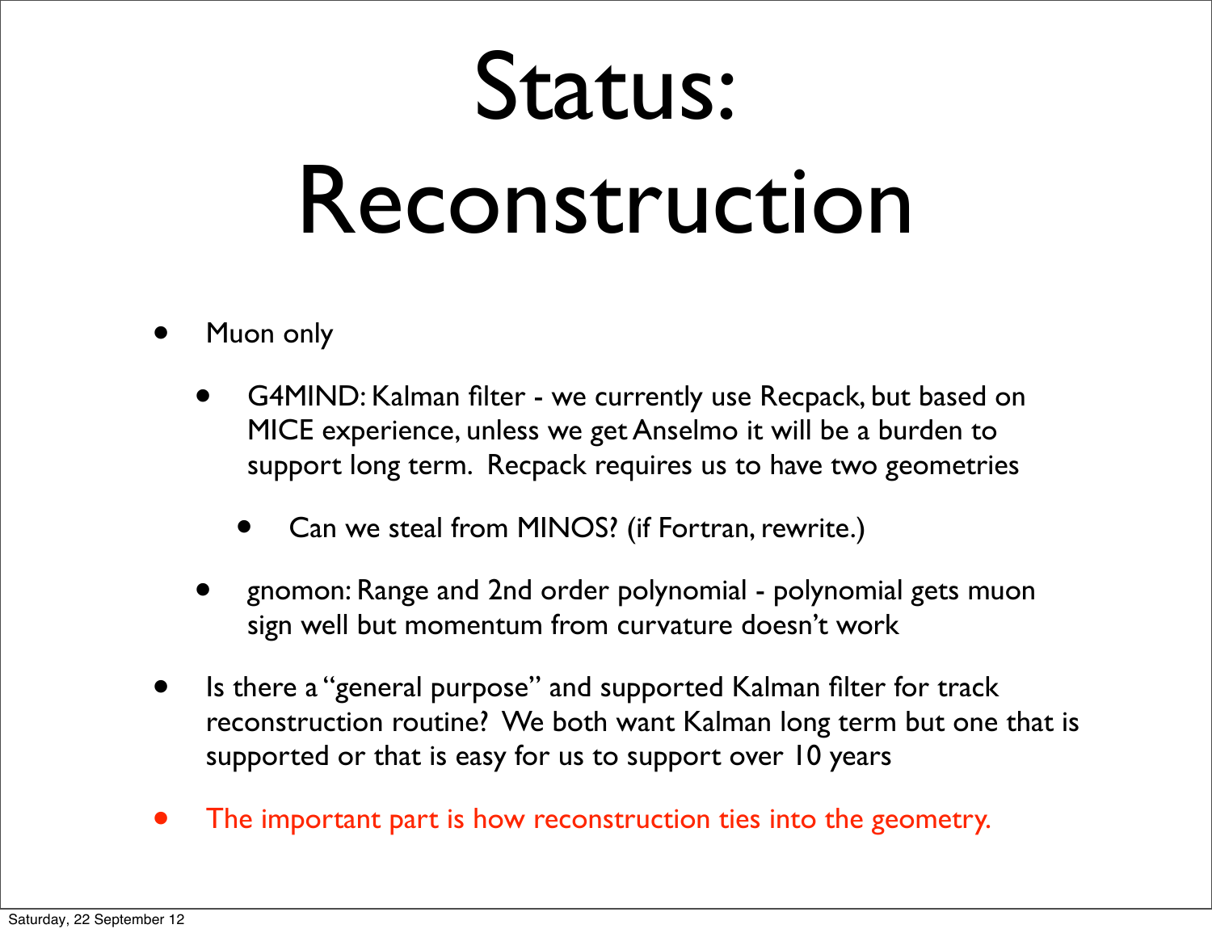# Status: Reconstruction

- Muon only
  - G4MIND: Kalman filter - we currently use Recpack, but based on MICE experience, unless we get Anselmo it will be a burden to support long term. Recpack requires us to have two geometries
    - Can we steal from MINOS? (if Fortran, rewrite.)
  - gnomon: Range and 2nd order polynomial - polynomial gets muon sign well but momentum from curvature doesn't work
- Is there a "general purpose" and supported Kalman filter for track reconstruction routine? We both want Kalman long term but one that is supported or that is easy for us to support over 10 years
- The important part is how reconstruction ties into the geometry.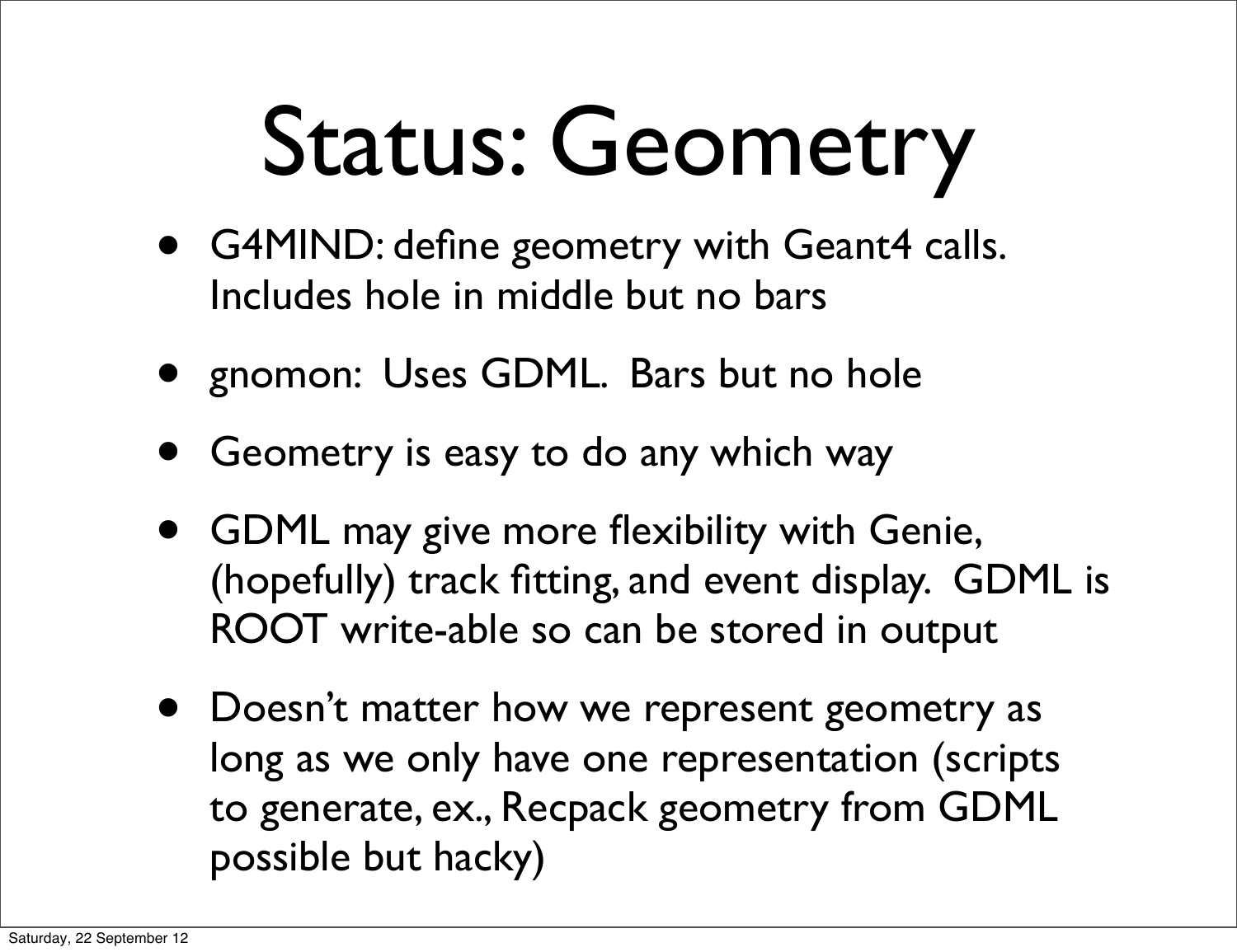# Status: Geometry

- G4MIND: define geometry with Geant4 calls. Includes hole in middle but no bars
- gnomon: Uses GDML. Bars but no hole
- Geometry is easy to do any which way
- GDML may give more flexibility with Genie, (hopefully) track fitting, and event display. GDML is ROOT write-able so can be stored in output
- Doesn't matter how we represent geometry as long as we only have one representation (scripts to generate, ex., Recpack geometry from GDML possible but hacky)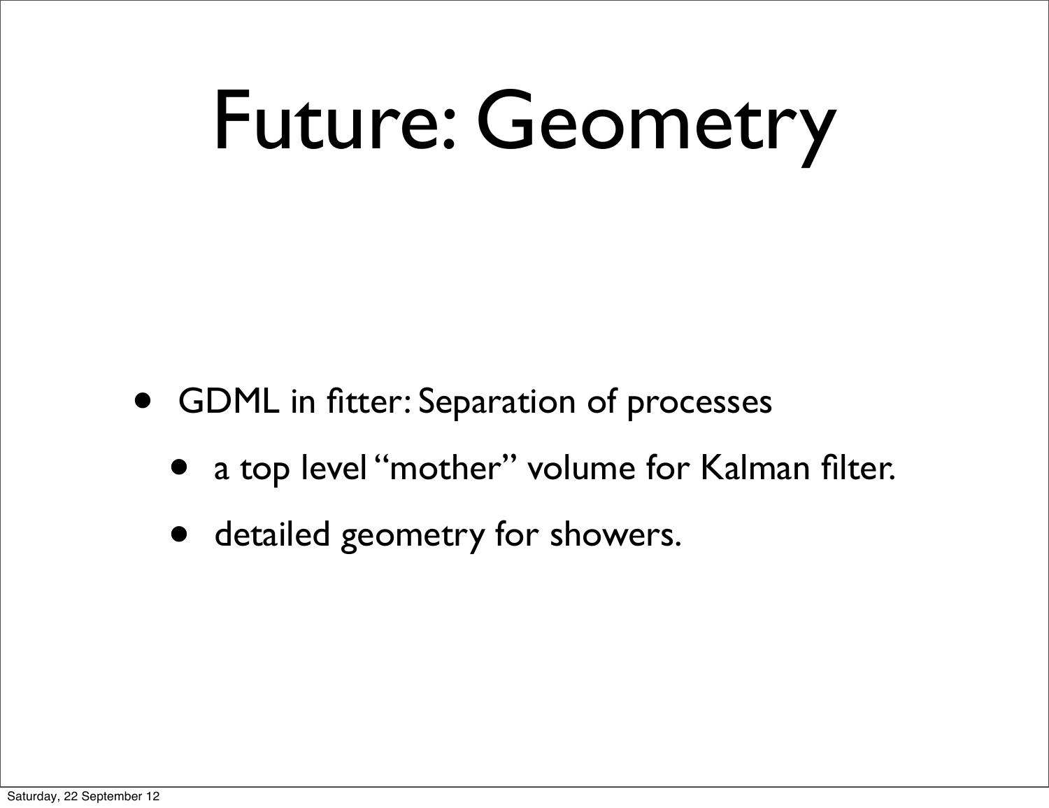# Future: Geometry

- GDML in fitter: Separation of processes
  - a top level “mother” volume for Kalman filter.
  - detailed geometry for showers.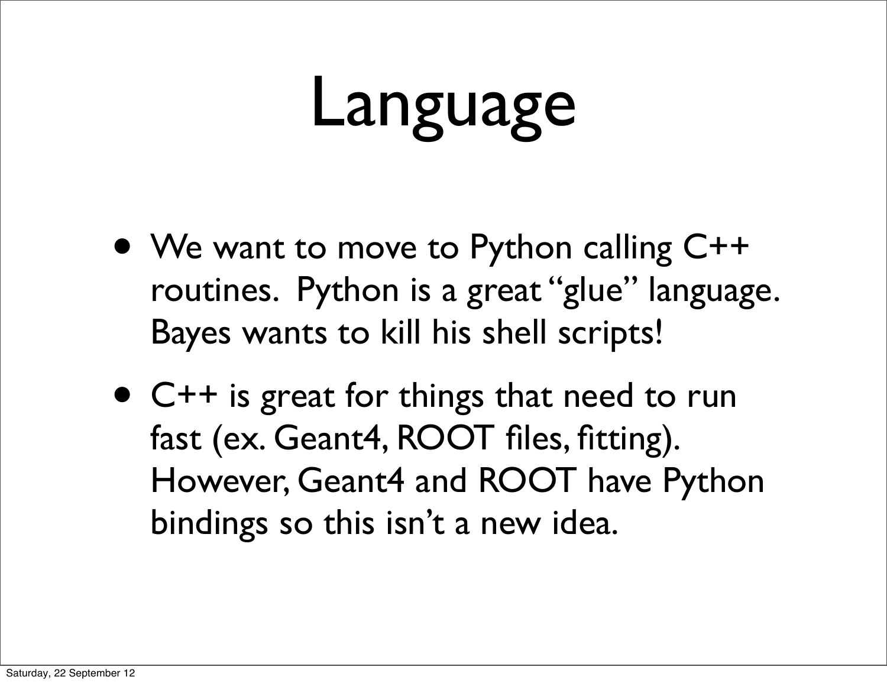# Language

- We want to move to Python calling C++ routines. Python is a great "glue" language. Bayes wants to kill his shell scripts!
- C++ is great for things that need to run fast (ex. Geant4, ROOT files, fitting). However, Geant4 and ROOT have Python bindings so this isn't a new idea.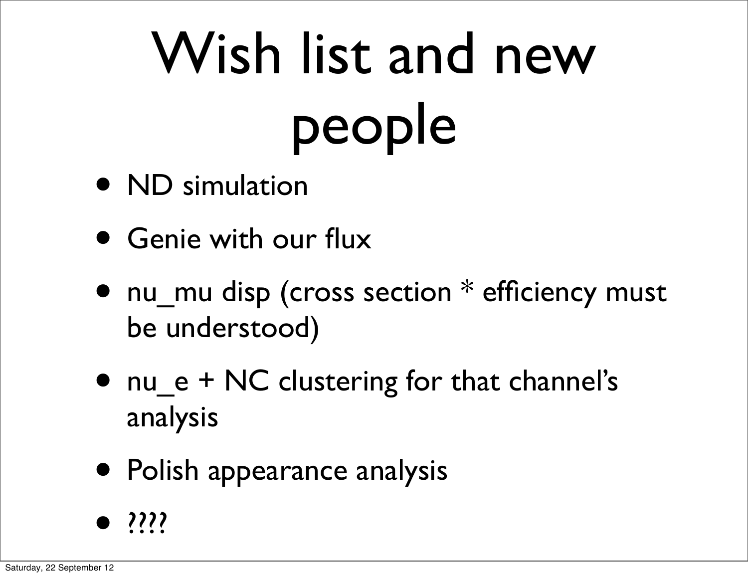# Wish list and new people

- ND simulation
- Genie with our flux
- nu_mu disp (cross section * efficiency must be understood)
- nu_e + NC clustering for that channel's analysis
- Polish appearance analysis
- ????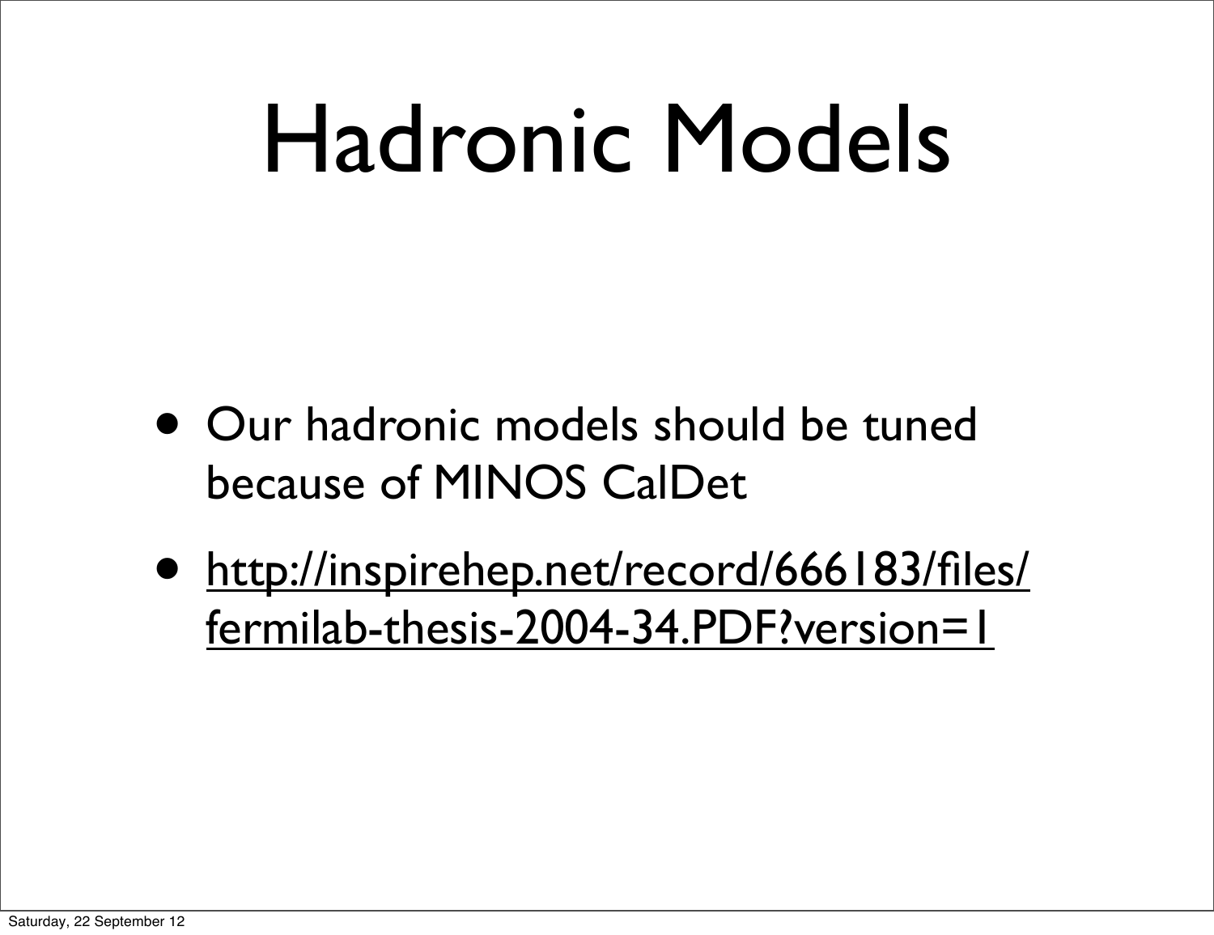# Hadronic Models

- Our hadronic models should be tuned because of MINOS CalDet
- http://inspirehep.net/record/666183/files/fermilab-thesis-2004-34.PDF?version=1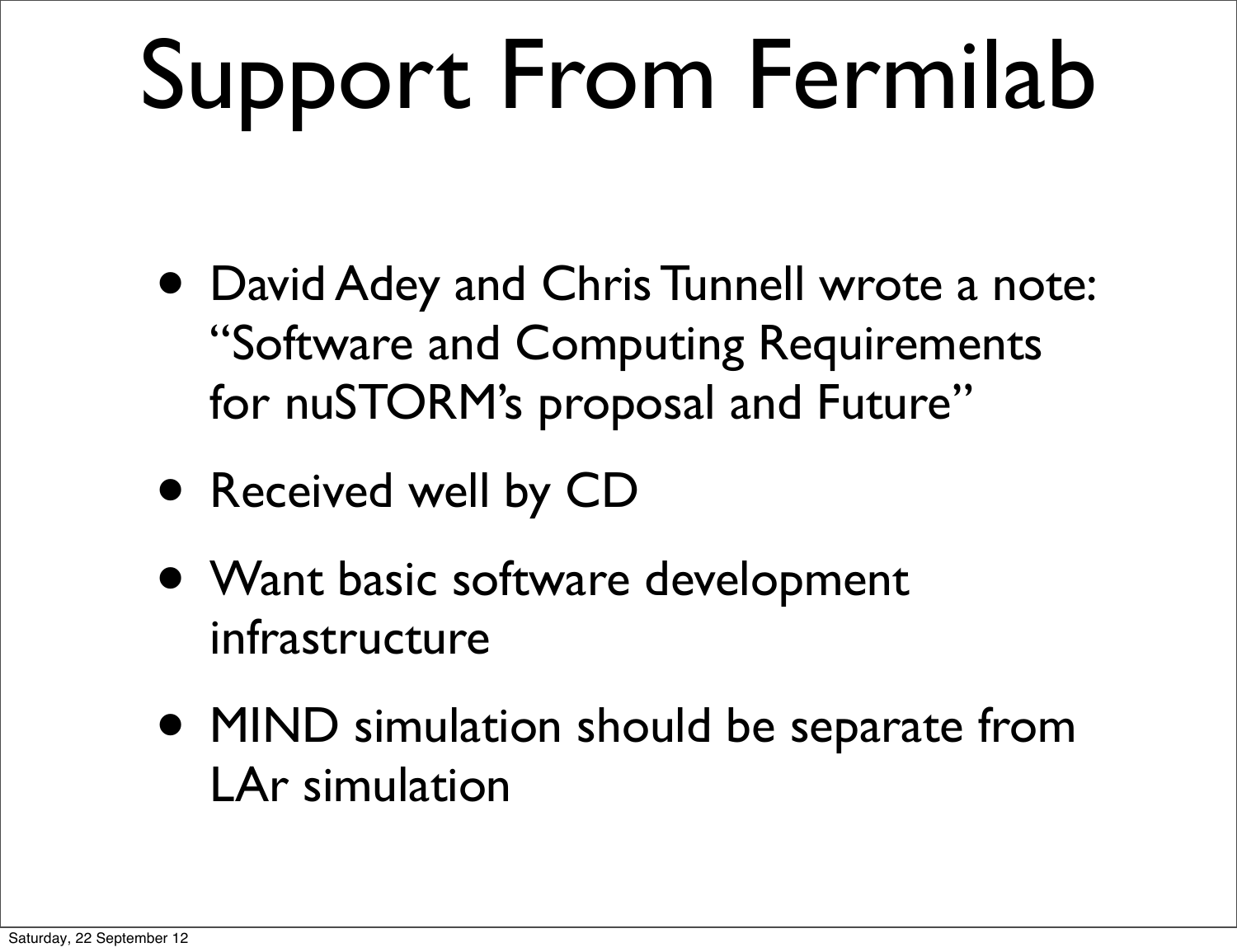# Support From Fermilab

- David Adey and Chris Tunnell wrote a note: "Software and Computing Requirements for nuSTORM's proposal and Future"
- Received well by CD
- Want basic software development infrastructure
- MIND simulation should be separate from LAr simulation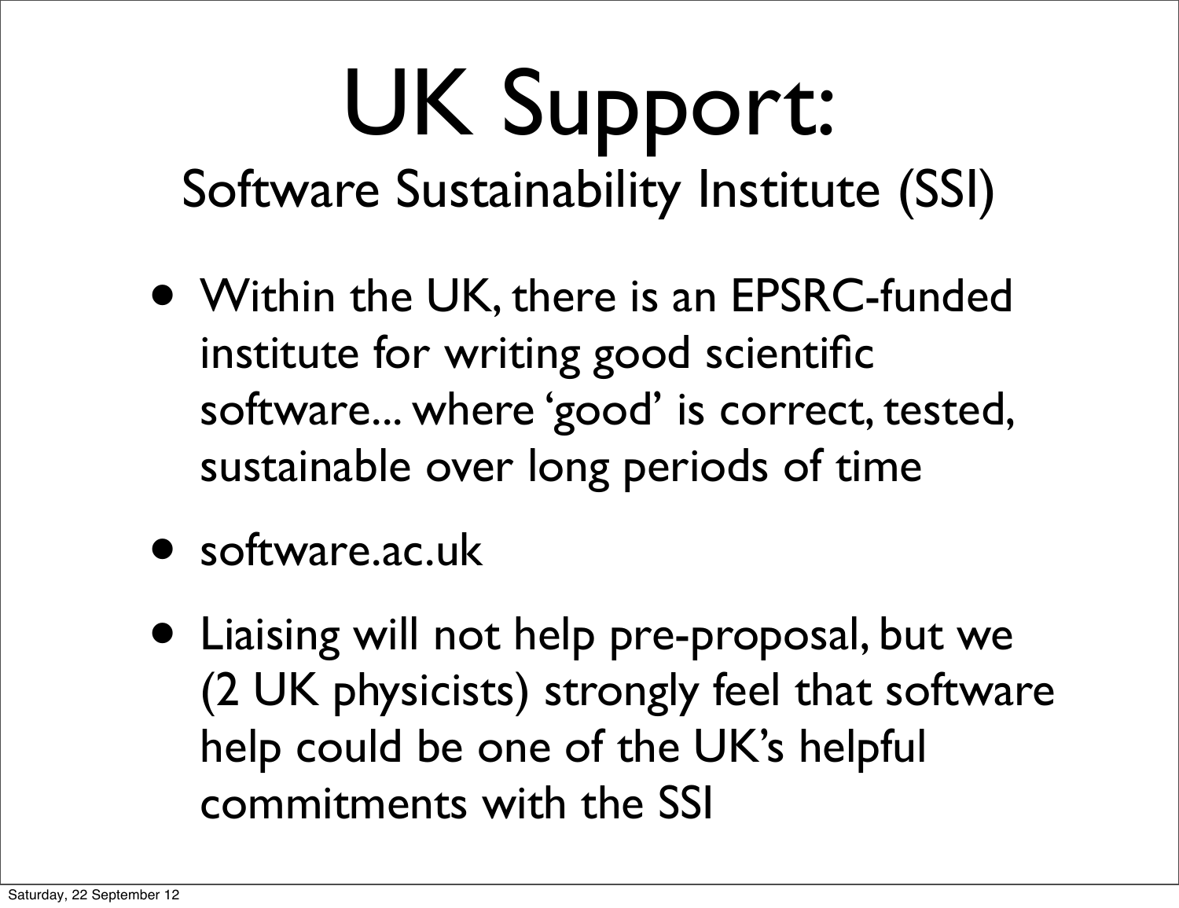# UK Support:

## Software Sustainability Institute (SSI)

- Within the UK, there is an EPSRC-funded institute for writing good scientific software... where 'good' is correct, tested, sustainable over long periods of time
- software.ac.uk
- Liaising will not help pre-proposal, but we (2 UK physicists) strongly feel that software help could be one of the UK's helpful commitments with the SSI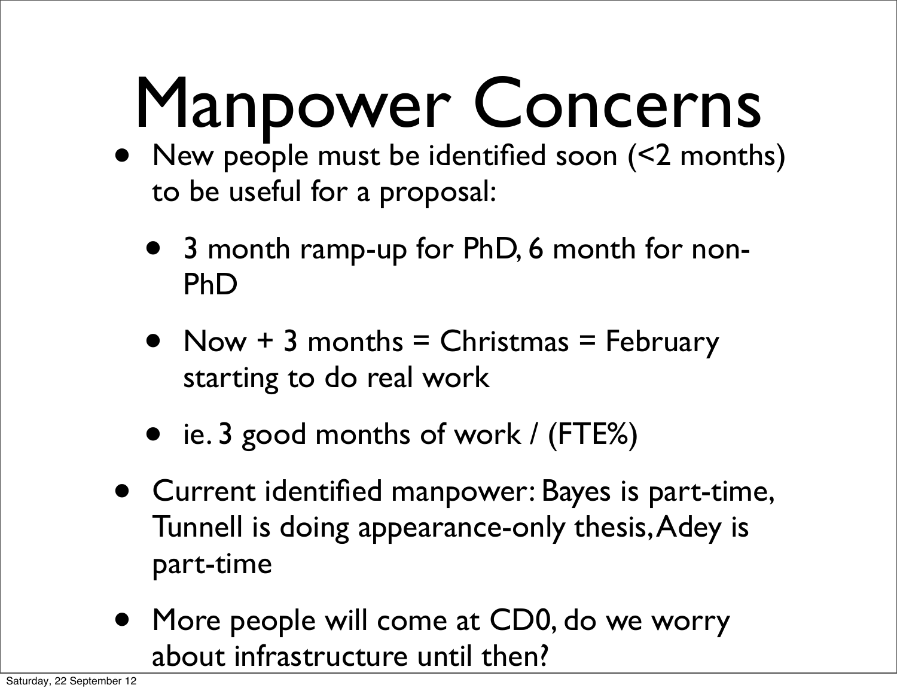# Manpower Concerns

- New people must be identified soon (<2 months) to be useful for a proposal:
  - 3 month ramp-up for PhD, 6 month for non-PhD
  - Now + 3 months = Christmas = February starting to do real work
  - ie. 3 good months of work / (FTE%)
- Current identified manpower: Bayes is part-time, Tunnell is doing appearance-only thesis, Adey is part-time
- More people will come at CD0, do we worry about infrastructure until then?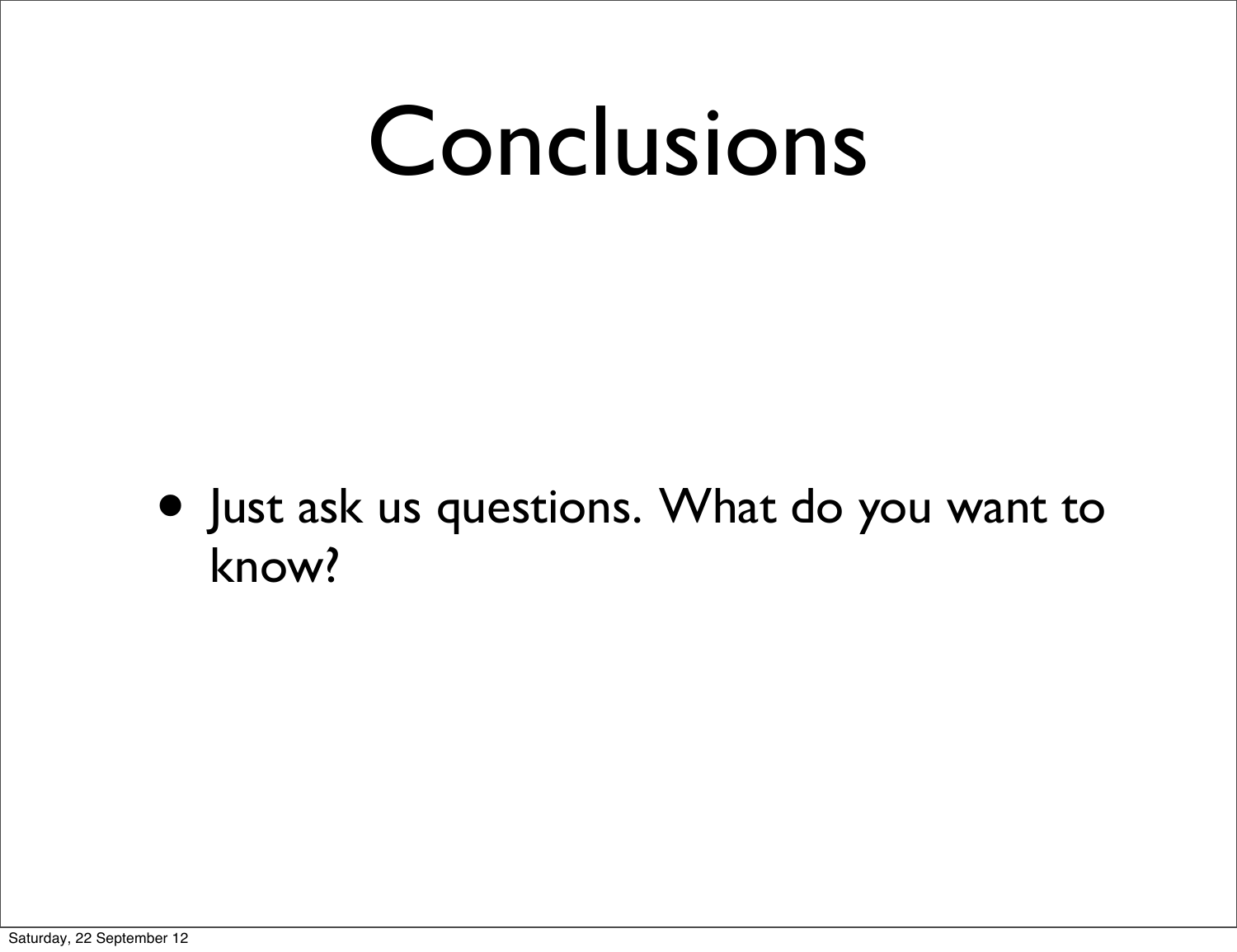# Conclusions

- Just ask us questions. What do you want to know?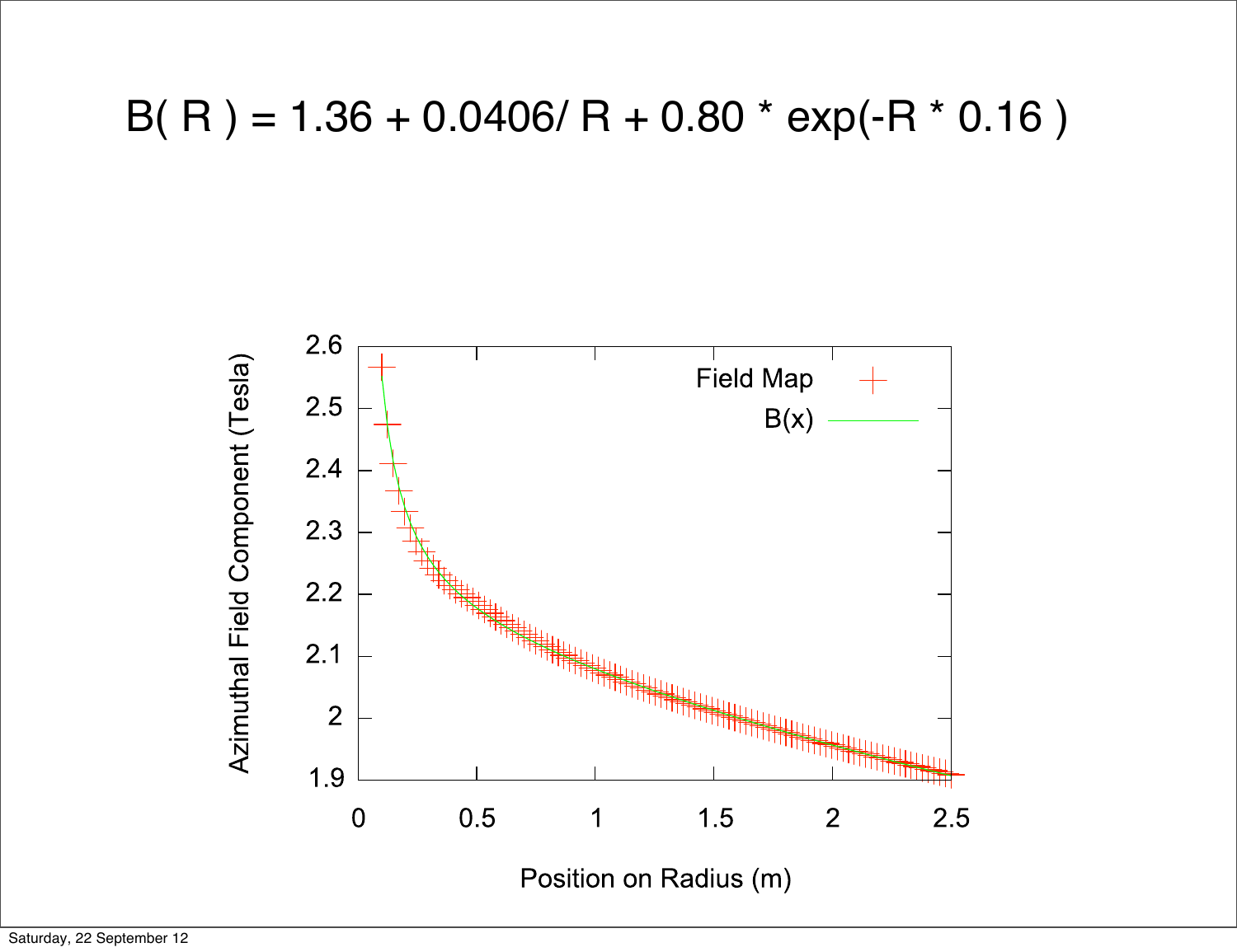$$B(R) = 1.36 + 0.0406/R + 0.80 * \exp(-R * 0.16)$$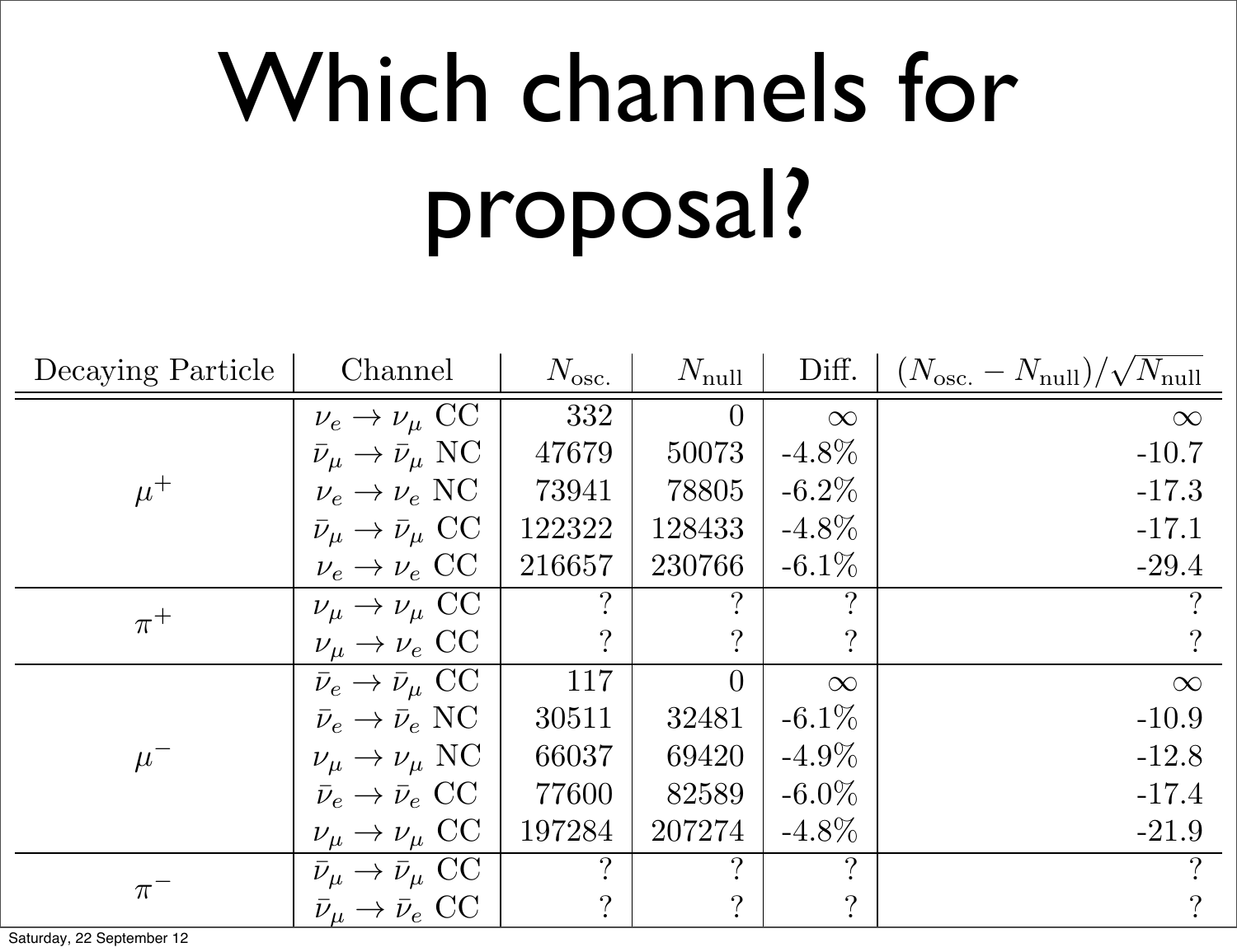# Which channels for proposal?

| Decaying Particle | Channel | $N_{\text{osc.}}$ | $N_{\text{null}}$ | Diff. | $(N_{\text{osc.}} - N_{\text{null}})/\sqrt{N_{\text{null}}}$ |
|---|---|---|---|---|---|
| $\mu^+$ | $\nu_e \to \nu_\mu$ CC | 332 | 0 | $\infty$ | $\infty$ |
| | $\bar{\nu}_\mu \to \bar{\nu}_\mu$ NC | 47679 | 50073 | -4.8% | -10.7 |
| | $\nu_e \to \nu_e$ NC | 73941 | 78805 | -6.2% | -17.3 |
| | $\bar{\nu}_\mu \to \bar{\nu}_\mu$ CC | 122322 | 128433 | -4.8% | -17.1 |
| | $\nu_e \to \nu_e$ CC | 216657 | 230766 | -6.1% | -29.4 |
| $\pi^+$ | $\nu_\mu \to \nu_\mu$ CC | ? | ? | ? | ? |
| | $\nu_\mu \to \nu_e$ CC | ? | ? | ? | ? |
| $\mu^-$ | $\bar{\nu}_e \to \bar{\nu}_\mu$ CC | 117 | 0 | $\infty$ | $\infty$ |
| | $\bar{\nu}_e \to \bar{\nu}_e$ NC | 30511 | 32481 | -6.1% | -10.9 |
| | $\nu_\mu \to \nu_\mu$ NC | 66037 | 69420 | -4.9% | -12.8 |
| | $\bar{\nu}_e \to \bar{\nu}_e$ CC | 77600 | 82589 | -6.0% | -17.4 |
| | $\nu_\mu \to \nu_\mu$ CC | 197284 | 207274 | -4.8% | -21.9 |
| $\pi^-$ | $\bar{\nu}_\mu \to \bar{\nu}_\mu$ CC | ? | ? | ? | ? |
| | $\bar{\nu}_\mu \to \bar{\nu}_e$ CC | ? | ? | ? | ? |